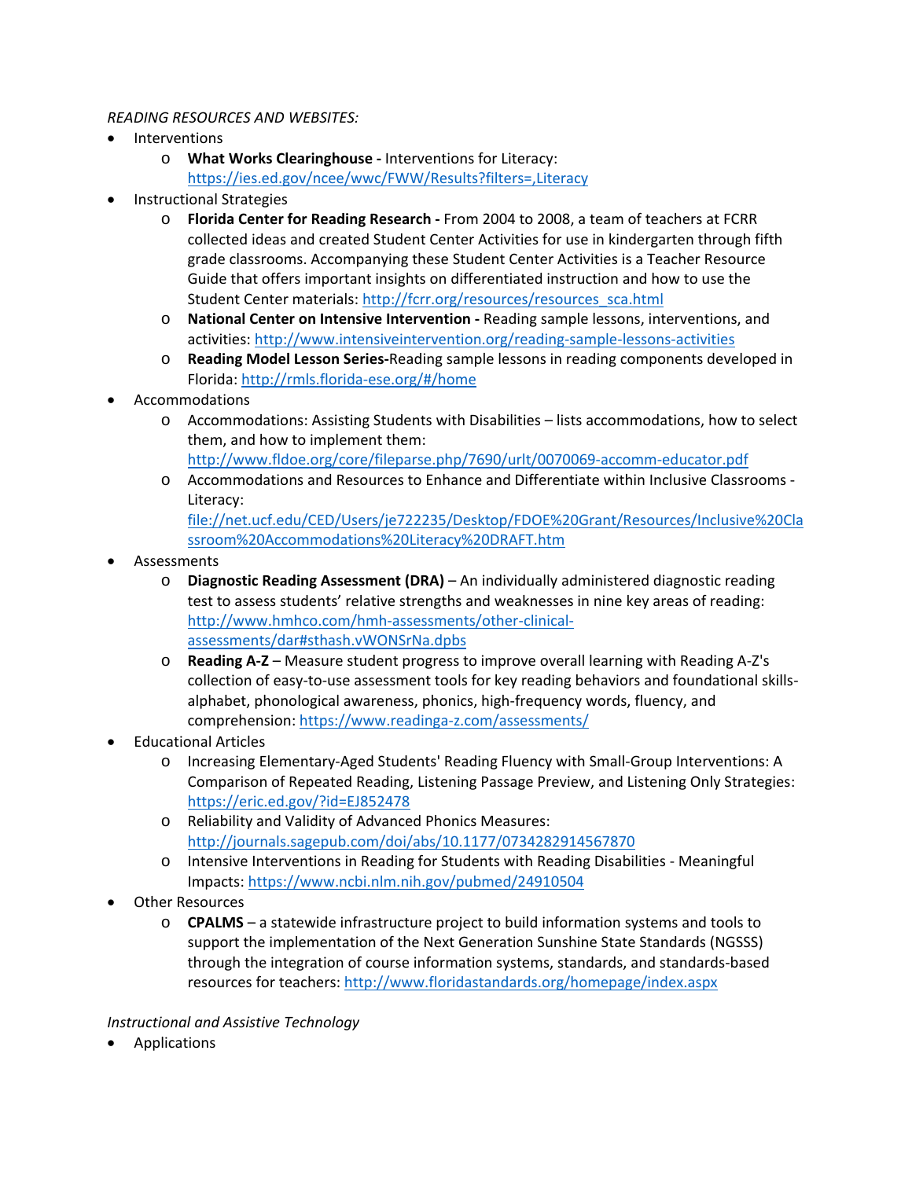*READING RESOURCES AND WEBSITES:*

- Interventions
  - **What Works Clearinghouse -** Interventions for Literacy: https://ies.ed.gov/ncee/wwc/FWW/Results?filters=,Literacy
- Instructional Strategies
  - **Florida Center for Reading Research -** From 2004 to 2008, a team of teachers at FCRR collected ideas and created Student Center Activities for use in kindergarten through fifth grade classrooms. Accompanying these Student Center Activities is a Teacher Resource Guide that offers important insights on differentiated instruction and how to use the Student Center materials: http://fcrr.org/resources/resources_sca.html
  - **National Center on Intensive Intervention -** Reading sample lessons, interventions, and activities: http://www.intensiveintervention.org/reading-sample-lessons-activities
  - **Reading Model Lesson Series-**Reading sample lessons in reading components developed in Florida: http://rmls.florida-ese.org/#/home
- Accommodations
  - Accommodations: Assisting Students with Disabilities – lists accommodations, how to select them, and how to implement them: http://www.fldoe.org/core/fileparse.php/7690/urlt/0070069-accomm-educator.pdf
  - Accommodations and Resources to Enhance and Differentiate within Inclusive Classrooms - Literacy: file://net.ucf.edu/CED/Users/je722235/Desktop/FDOE%20Grant/Resources/Inclusive%20Classroom%20Accommodations%20Literacy%20DRAFT.htm
- Assessments
  - **Diagnostic Reading Assessment (DRA)** – An individually administered diagnostic reading test to assess students' relative strengths and weaknesses in nine key areas of reading: http://www.hmhco.com/hmh-assessments/other-clinical-assessments/dar#sthash.vWONSrNa.dpbs
  - **Reading A-Z** – Measure student progress to improve overall learning with Reading A-Z's collection of easy-to-use assessment tools for key reading behaviors and foundational skills-alphabet, phonological awareness, phonics, high-frequency words, fluency, and comprehension: https://www.readinga-z.com/assessments/
- Educational Articles
  - Increasing Elementary-Aged Students' Reading Fluency with Small-Group Interventions: A Comparison of Repeated Reading, Listening Passage Preview, and Listening Only Strategies: https://eric.ed.gov/?id=EJ852478
  - Reliability and Validity of Advanced Phonics Measures: http://journals.sagepub.com/doi/abs/10.1177/0734282914567870
  - Intensive Interventions in Reading for Students with Reading Disabilities - Meaningful Impacts: https://www.ncbi.nlm.nih.gov/pubmed/24910504
- Other Resources
  - **CPALMS** – a statewide infrastructure project to build information systems and tools to support the implementation of the Next Generation Sunshine State Standards (NGSSS) through the integration of course information systems, standards, and standards-based resources for teachers: http://www.floridastandards.org/homepage/index.aspx

*Instructional and Assistive Technology*

- Applications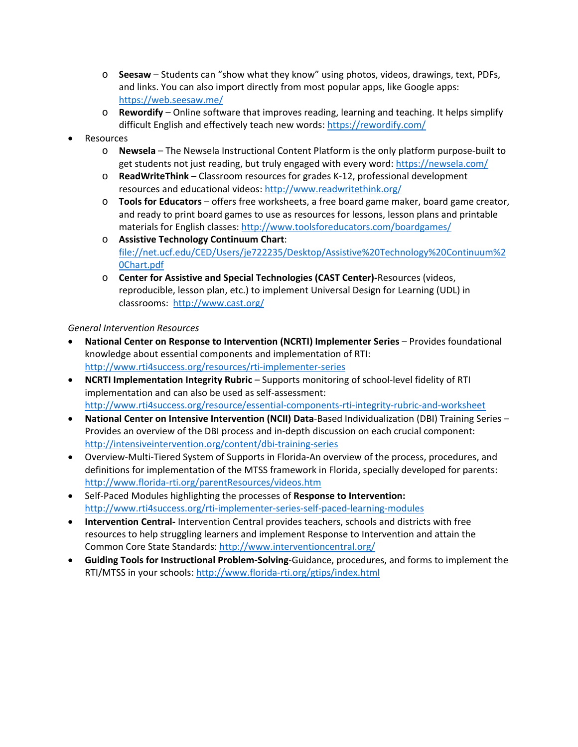- **Seesaw** – Students can "show what they know" using photos, videos, drawings, text, PDFs, and links. You can also import directly from most popular apps, like Google apps: https://web.seesaw.me/
    - **Rewordify** – Online software that improves reading, learning and teaching. It helps simplify difficult English and effectively teach new words: https://rewordify.com/
- Resources
    - **Newsela** – The Newsela Instructional Content Platform is the only platform purpose-built to get students not just reading, but truly engaged with every word: https://newsela.com/
    - **ReadWriteThink** – Classroom resources for grades K-12, professional development resources and educational videos: http://www.readwritethink.org/
    - **Tools for Educators** – offers free worksheets, a free board game maker, board game creator, and ready to print board games to use as resources for lessons, lesson plans and printable materials for English classes: http://www.toolsforeducators.com/boardgames/
    - **Assistive Technology Continuum Chart**: file://net.ucf.edu/CED/Users/je722235/Desktop/Assistive%20Technology%20Continuum%20Chart.pdf
    - **Center for Assistive and Special Technologies (CAST Center)-**Resources (videos, reproducible, lesson plan, etc.) to implement Universal Design for Learning (UDL) in classrooms: http://www.cast.org/

*General Intervention Resources*

- **National Center on Response to Intervention (NCRTI) Implementer Series** – Provides foundational knowledge about essential components and implementation of RTI: http://www.rti4success.org/resources/rti-implementer-series
- **NCRTI Implementation Integrity Rubric** – Supports monitoring of school-level fidelity of RTI implementation and can also be used as self-assessment: http://www.rti4success.org/resource/essential-components-rti-integrity-rubric-and-worksheet
- **National Center on Intensive Intervention (NCII) Data**-Based Individualization (DBI) Training Series – Provides an overview of the DBI process and in-depth discussion on each crucial component: http://intensiveintervention.org/content/dbi-training-series
- Overview-Multi-Tiered System of Supports in Florida-An overview of the process, procedures, and definitions for implementation of the MTSS framework in Florida, specially developed for parents: http://www.florida-rti.org/parentResources/videos.htm
- Self-Paced Modules highlighting the processes of **Response to Intervention:** http://www.rti4success.org/rti-implementer-series-self-paced-learning-modules
- **Intervention Central-** Intervention Central provides teachers, schools and districts with free resources to help struggling learners and implement Response to Intervention and attain the Common Core State Standards: http://www.interventioncentral.org/
- **Guiding Tools for Instructional Problem-Solving**-Guidance, procedures, and forms to implement the RTI/MTSS in your schools: http://www.florida-rti.org/gtips/index.html